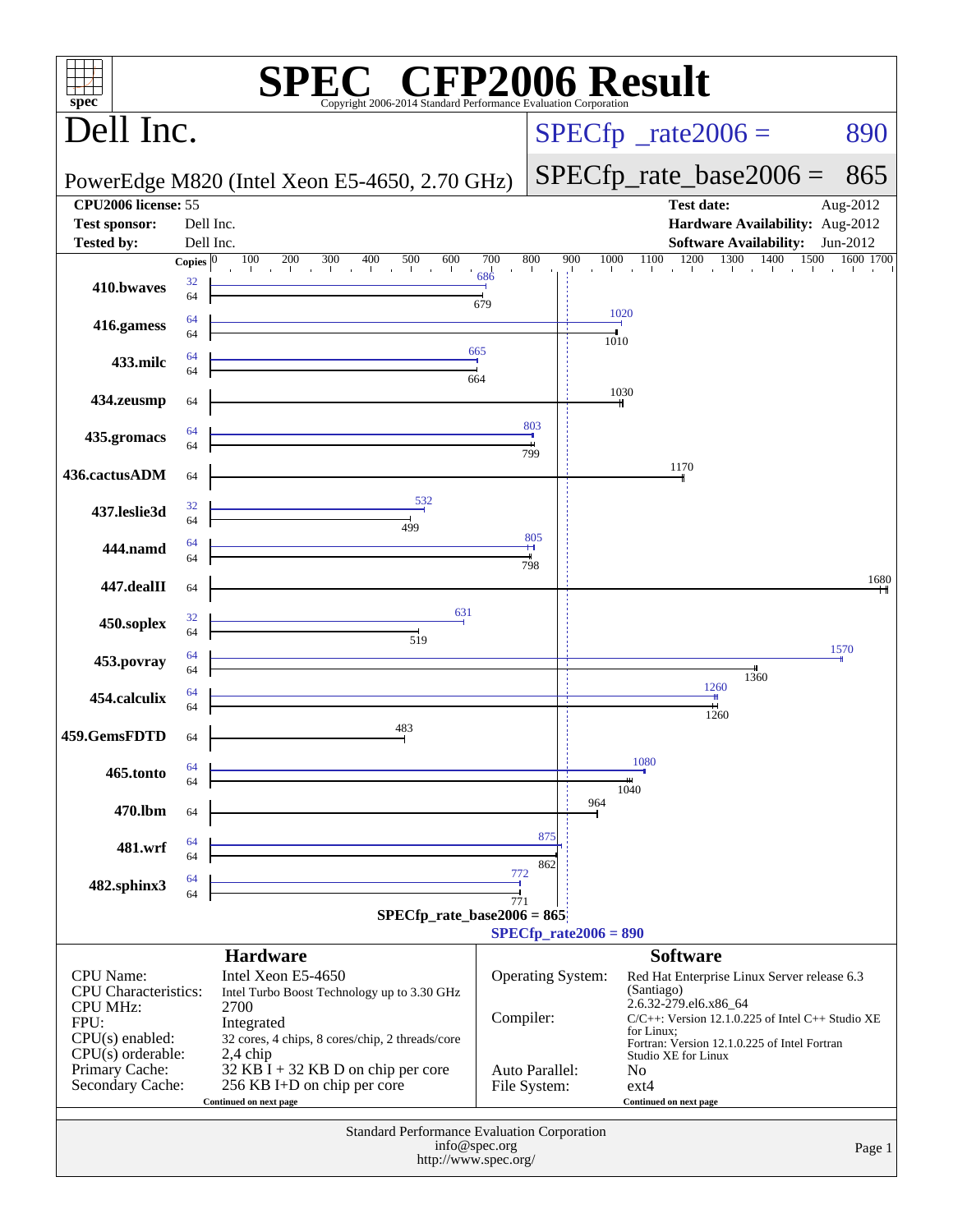# SPEC CFP2006 Result

Copyright 2006-2014 Standard Performance Evaluation Corporation

## Dell Inc.

PowerEdge M820 (Intel Xeon E5-4650, 2.70 GHz)

SPECfp_rate2006 = 890

SPECfp_rate_base2006 = 865

| | | | |
|---|---|---|---|
| **CPU2006 license:** | 55 | **Test date:** | Aug-2012 |
| **Test sponsor:** | Dell Inc. | **Hardware Availability:** | Aug-2012 |
| **Tested by:** | Dell Inc. | **Software Availability:** | Jun-2012 |

| Benchmark | Copies (peak) | Peak | Copies (base) | Base |
|---|---|---|---|---|
| 410.bwaves | 32 | 686 | 64 | 679 |
| 416.gamess | 64 | 1020 | 64 | 1010 |
| 433.milc | 64 | 665 | 64 | 664 |
| 434.zeusmp | | | 64 | 1030 |
| 435.gromacs | 64 | 803 | 64 | 799 |
| 436.cactusADM | | | 64 | 1170 |
| 437.leslie3d | 32 | 532 | 64 | 499 |
| 444.namd | 64 | 805 | 64 | 798 |
| 447.dealII | | | 64 | 1680 |
| 450.soplex | 32 | 631 | 64 | 519 |
| 453.povray | 64 | 1570 | 64 | 1360 |
| 454.calculix | 64 | 1260 | 64 | 1260 |
| 459.GemsFDTD | | | 64 | 483 |
| 465.tonto | 64 | 1080 | 64 | 1040 |
| 470.lbm | | | 64 | 964 |
| 481.wrf | 64 | 875 | 64 | 862 |
| 482.sphinx3 | 64 | 772 | 64 | 771 |

SPECfp_rate_base2006 = 865

SPECfp_rate2006 = 890

## Hardware

| | |
|---|---|
| CPU Name: | Intel Xeon E5-4650 |
| CPU Characteristics: | Intel Turbo Boost Technology up to 3.30 GHz |
| CPU MHz: | 2700 |
| FPU: | Integrated |
| CPU(s) enabled: | 32 cores, 4 chips, 8 cores/chip, 2 threads/core |
| CPU(s) orderable: | 2,4 chip |
| Primary Cache: | 32 KB I + 32 KB D on chip per core |
| Secondary Cache: | 256 KB I+D on chip per core |

Continued on next page

## Software

| | |
|---|---|
| Operating System: | Red Hat Enterprise Linux Server release 6.3 (Santiago) 2.6.32-279.el6.x86_64 |
| Compiler: | C/C++: Version 12.1.0.225 of Intel C++ Studio XE for Linux; Fortran: Version 12.1.0.225 of Intel Fortran Studio XE for Linux |
| Auto Parallel: | No |
| File System: | ext4 |

Continued on next page

Standard Performance Evaluation Corporation
info@spec.org
http://www.spec.org/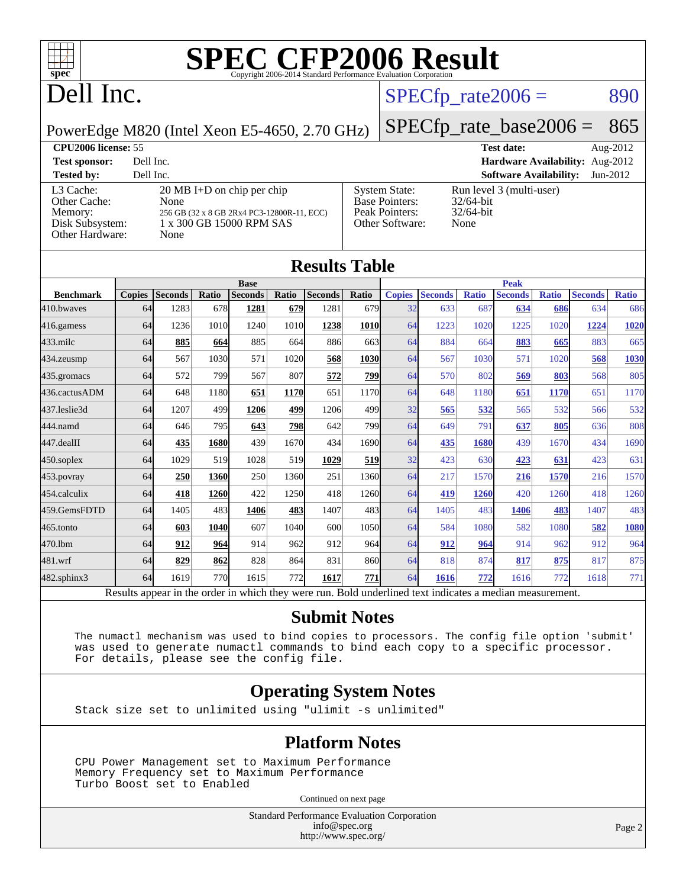# SPEC CFP2006 Result

Copyright 2006-2014 Standard Performance Evaluation Corporation

## Dell Inc.

PowerEdge M820 (Intel Xeon E5-4650, 2.70 GHz)

SPECfp_rate2006 = 890

SPECfp_rate_base2006 = 865

| | | | |
|---|---|---|---|
| **CPU2006 license:** 55 | | **Test date:** | Aug-2012 |
| **Test sponsor:** | Dell Inc. | **Hardware Availability:** | Aug-2012 |
| **Tested by:** | Dell Inc. | **Software Availability:** | Jun-2012 |

| | | | |
|---|---|---|---|
| L3 Cache: | 20 MB I+D on chip per chip | System State: | Run level 3 (multi-user) |
| Other Cache: | None | Base Pointers: | 32/64-bit |
| Memory: | 256 GB (32 x 8 GB 2Rx4 PC3-12800R-11, ECC) | Peak Pointers: | 32/64-bit |
| Disk Subsystem: | 1 x 300 GB 15000 RPM SAS | Other Software: | None |
| Other Hardware: | None | | |

## Results Table

| Benchmark | Base | | | | | | | Peak | | | | | | |
|---|---|---|---|---|---|---|---|---|---|---|---|---|---|---|
| | Copies | Seconds | Ratio | Seconds | Ratio | Seconds | Ratio | Copies | Seconds | Ratio | Seconds | Ratio | Seconds | Ratio |
| 410.bwaves | 64 | 1283 | 678 | **1281** | **679** | 1281 | 679 | 32 | 633 | 687 | **634** | **686** | 634 | 686 |
| 416.gamess | 64 | 1236 | 1010 | 1240 | 1010 | **1238** | **1010** | 64 | 1223 | 1020 | 1225 | 1020 | **1224** | **1020** |
| 433.milc | 64 | **885** | **664** | 885 | 664 | 886 | 663 | 64 | 884 | 664 | **883** | **665** | 883 | 665 |
| 434.zeusmp | 64 | 567 | 1030 | 571 | 1020 | **568** | **1030** | 64 | 567 | 1030 | 571 | 1020 | **568** | **1030** |
| 435.gromacs | 64 | 572 | 799 | 567 | 807 | **572** | **799** | 64 | 570 | 802 | **569** | **803** | 568 | 805 |
| 436.cactusADM | 64 | 648 | 1180 | **651** | **1170** | 651 | 1170 | 64 | 648 | 1180 | **651** | **1170** | 651 | 1170 |
| 437.leslie3d | 64 | 1207 | 499 | **1206** | **499** | 1206 | 499 | 32 | **565** | **532** | 565 | 532 | 566 | 532 |
| 444.namd | 64 | 646 | 795 | **643** | **798** | 642 | 799 | 64 | 649 | 791 | **637** | **805** | 636 | 808 |
| 447.dealII | 64 | **435** | **1680** | 439 | 1670 | 434 | 1690 | 64 | **435** | **1680** | 439 | 1670 | 434 | 1690 |
| 450.soplex | 64 | 1029 | 519 | 1028 | 519 | **1029** | **519** | 32 | 423 | 630 | **423** | **631** | 423 | 631 |
| 453.povray | 64 | **250** | **1360** | 250 | 1360 | 251 | 1360 | 64 | 217 | 1570 | **216** | **1570** | 216 | 1570 |
| 454.calculix | 64 | **418** | **1260** | 422 | 1250 | 418 | 1260 | 64 | **419** | **1260** | 420 | 1260 | 418 | 1260 |
| 459.GemsFDTD | 64 | 1405 | 483 | **1406** | **483** | 1407 | 483 | 64 | 1405 | 483 | **1406** | **483** | 1407 | 483 |
| 465.tonto | 64 | **603** | **1040** | 607 | 1040 | 600 | 1050 | 64 | 584 | 1080 | 582 | 1080 | **582** | **1080** |
| 470.lbm | 64 | **912** | **964** | 914 | 962 | 912 | 964 | 64 | **912** | **964** | 914 | 962 | 912 | 964 |
| 481.wrf | 64 | **829** | **862** | 828 | 864 | 831 | 860 | 64 | 818 | 874 | **817** | **875** | 817 | 875 |
| 482.sphinx3 | 64 | 1619 | 770 | 1615 | 772 | **1617** | **771** | 64 | **1616** | **772** | 1616 | 772 | 1618 | 771 |

Results appear in the order in which they were run. Bold underlined text indicates a median measurement.

## Submit Notes

```
The numactl mechanism was used to bind copies to processors. The config file option 'submit'
was used to generate numactl commands to bind each copy to a specific processor.
For details, please see the config file.
```

## Operating System Notes

```
Stack size set to unlimited using "ulimit -s unlimited"
```

## Platform Notes

```
CPU Power Management set to Maximum Performance
Memory Frequency set to Maximum Performance
Turbo Boost set to Enabled
```

Continued on next page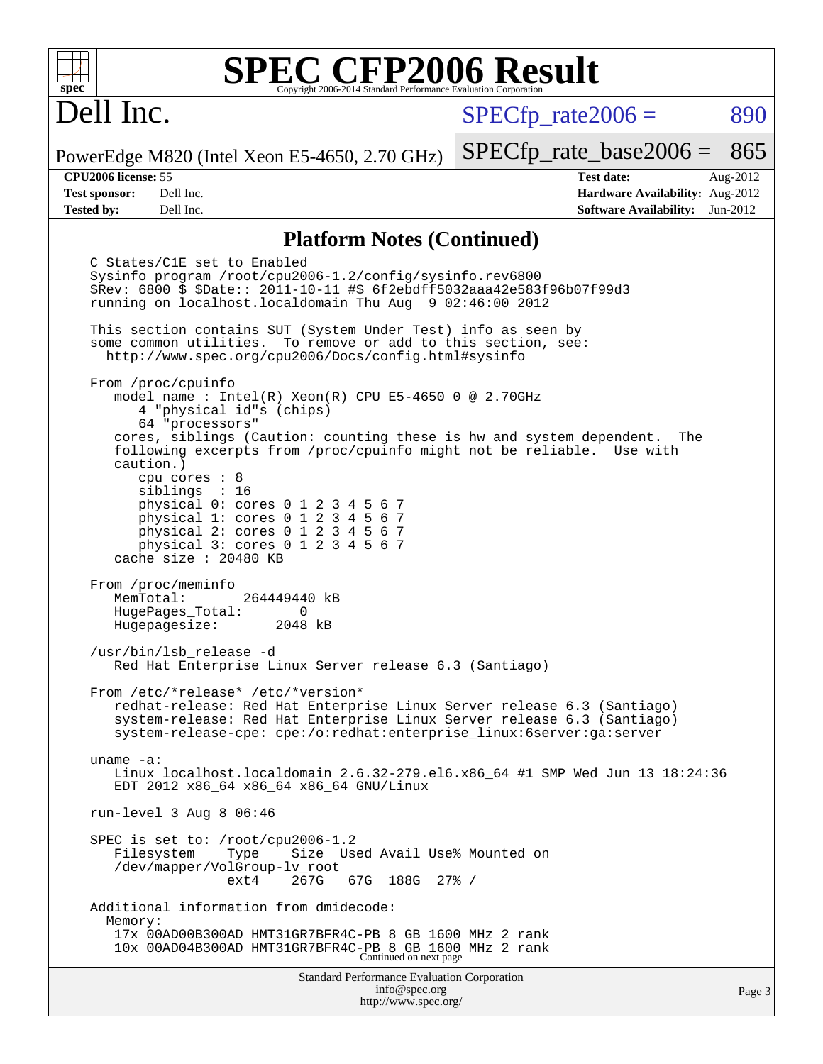# Dell Inc.

PowerEdge M820 (Intel Xeon E5-4650, 2.70 GHz)

SPECfp_rate2006 = 890

SPECfp_rate_base2006 = 865

**CPU2006 license:** 55
**Test sponsor:** Dell Inc.
**Tested by:** Dell Inc.

**Test date:** Aug-2012
**Hardware Availability:** Aug-2012
**Software Availability:** Jun-2012

## Platform Notes (Continued)

```
C States/C1E set to Enabled
Sysinfo program /root/cpu2006-1.2/config/sysinfo.rev6800
$Rev: 6800 $ $Date:: 2011-10-11 #$ 6f2ebdff5032aaa42e583f96b07f99d3
running on localhost.localdomain Thu Aug  9 02:46:00 2012

This section contains SUT (System Under Test) info as seen by
some common utilities.  To remove or add to this section, see:
  http://www.spec.org/cpu2006/Docs/config.html#sysinfo

From /proc/cpuinfo
   model name : Intel(R) Xeon(R) CPU E5-4650 0 @ 2.70GHz
      4 "physical id"s (chips)
      64 "processors"
   cores, siblings (Caution: counting these is hw and system dependent.  The
   following excerpts from /proc/cpuinfo might not be reliable.  Use with
   caution.)
      cpu cores : 8
      siblings  : 16
      physical 0: cores 0 1 2 3 4 5 6 7
      physical 1: cores 0 1 2 3 4 5 6 7
      physical 2: cores 0 1 2 3 4 5 6 7
      physical 3: cores 0 1 2 3 4 5 6 7
   cache size : 20480 KB

From /proc/meminfo
   MemTotal:       264449440 kB
   HugePages_Total:       0
   Hugepagesize:       2048 kB

/usr/bin/lsb_release -d
   Red Hat Enterprise Linux Server release 6.3 (Santiago)

From /etc/*release* /etc/*version*
   redhat-release: Red Hat Enterprise Linux Server release 6.3 (Santiago)
   system-release: Red Hat Enterprise Linux Server release 6.3 (Santiago)
   system-release-cpe: cpe:/o:redhat:enterprise_linux:6server:ga:server

uname -a:
   Linux localhost.localdomain 2.6.32-279.el6.x86_64 #1 SMP Wed Jun 13 18:24:36
   EDT 2012 x86_64 x86_64 x86_64 GNU/Linux

run-level 3 Aug 8 06:46

SPEC is set to: /root/cpu2006-1.2
   Filesystem    Type    Size  Used Avail Use% Mounted on
   /dev/mapper/VolGroup-lv_root
                 ext4    267G   67G  188G  27% /

Additional information from dmidecode:
  Memory:
   17x 00AD00B300AD HMT31GR7BFR4C-PB 8 GB 1600 MHz 2 rank
   10x 00AD04B300AD HMT31GR7BFR4C-PB 8 GB 1600 MHz 2 rank
```

Continued on next page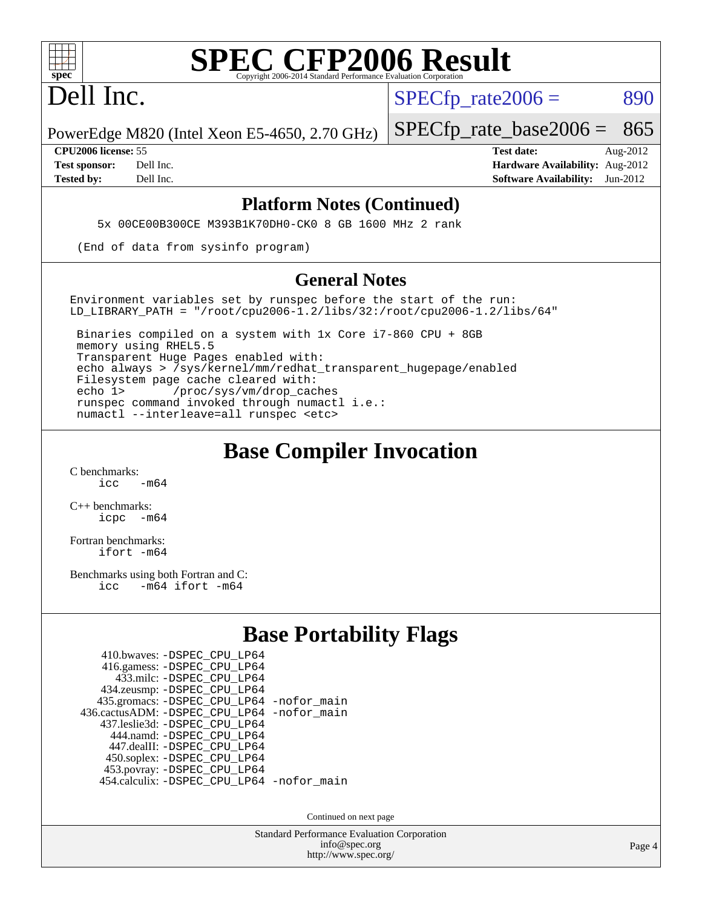# SPEC CFP2006 Result

Copyright 2006-2014 Standard Performance Evaluation Corporation

## Dell Inc.

PowerEdge M820 (Intel Xeon E5-4650, 2.70 GHz)

SPECfp_rate2006 = 890

SPECfp_rate_base2006 = 865

| | | | |
|---|---|---|---|
| **CPU2006 license:** 55 | | **Test date:** | Aug-2012 |
| **Test sponsor:** | Dell Inc. | **Hardware Availability:** | Aug-2012 |
| **Tested by:** | Dell Inc. | **Software Availability:** | Jun-2012 |

### Platform Notes (Continued)

```
    5x 00CE00B300CE M393B1K70DH0-CK0 8 GB 1600 MHz 2 rank

  (End of data from sysinfo program)
```

### General Notes

```
Environment variables set by runspec before the start of the run:
LD_LIBRARY_PATH = "/root/cpu2006-1.2/libs/32:/root/cpu2006-1.2/libs/64"

 Binaries compiled on a system with 1x Core i7-860 CPU + 8GB
 memory using RHEL5.5
 Transparent Huge Pages enabled with:
 echo always > /sys/kernel/mm/redhat_transparent_hugepage/enabled
 Filesystem page cache cleared with:
 echo 1>       /proc/sys/vm/drop_caches
 runspec command invoked through numactl i.e.:
 numactl --interleave=all runspec <etc>
```

## Base Compiler Invocation

C benchmarks:
    icc   -m64

C++ benchmarks:
    icpc   -m64

Fortran benchmarks:
    ifort -m64

Benchmarks using both Fortran and C:
    icc   -m64 ifort -m64

## Base Portability Flags

410.bwaves: -DSPEC_CPU_LP64
416.gamess: -DSPEC_CPU_LP64
433.milc: -DSPEC_CPU_LP64
434.zeusmp: -DSPEC_CPU_LP64
435.gromacs: -DSPEC_CPU_LP64 -nofor_main
436.cactusADM: -DSPEC_CPU_LP64 -nofor_main
437.leslie3d: -DSPEC_CPU_LP64
444.namd: -DSPEC_CPU_LP64
447.dealII: -DSPEC_CPU_LP64
450.soplex: -DSPEC_CPU_LP64
453.povray: -DSPEC_CPU_LP64
454.calculix: -DSPEC_CPU_LP64 -nofor_main

Continued on next page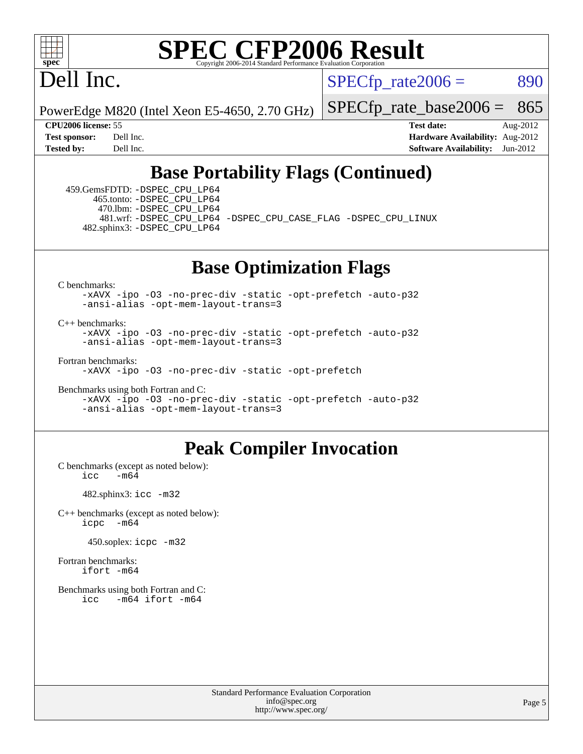# SPEC CFP2006 Result

Copyright 2006-2014 Standard Performance Evaluation Corporation

# Dell Inc.

PowerEdge M820 (Intel Xeon E5-4650, 2.70 GHz)

SPECfp_rate2006 = 890

SPECfp_rate_base2006 = 865

| **CPU2006 license:** 55 | **Test date:** Aug-2012 |
|---|---|
| **Test sponsor:** Dell Inc. | **Hardware Availability:** Aug-2012 |
| **Tested by:** Dell Inc. | **Software Availability:** Jun-2012 |

## Base Portability Flags (Continued)

459.GemsFDTD: -DSPEC_CPU_LP64
465.tonto: -DSPEC_CPU_LP64
470.lbm: -DSPEC_CPU_LP64
481.wrf: -DSPEC_CPU_LP64 -DSPEC_CPU_CASE_FLAG -DSPEC_CPU_LINUX
482.sphinx3: -DSPEC_CPU_LP64

## Base Optimization Flags

C benchmarks:
-xAVX -ipo -O3 -no-prec-div -static -opt-prefetch -auto-p32
-ansi-alias -opt-mem-layout-trans=3

C++ benchmarks:
-xAVX -ipo -O3 -no-prec-div -static -opt-prefetch -auto-p32
-ansi-alias -opt-mem-layout-trans=3

Fortran benchmarks:
-xAVX -ipo -O3 -no-prec-div -static -opt-prefetch

Benchmarks using both Fortran and C:
-xAVX -ipo -O3 -no-prec-div -static -opt-prefetch -auto-p32
-ansi-alias -opt-mem-layout-trans=3

## Peak Compiler Invocation

C benchmarks (except as noted below):
icc -m64

482.sphinx3: icc -m32

C++ benchmarks (except as noted below):
icpc -m64

450.soplex: icpc -m32

Fortran benchmarks:
ifort -m64

Benchmarks using both Fortran and C:
icc -m64 ifort -m64

Standard Performance Evaluation Corporation
info@spec.org
http://www.spec.org/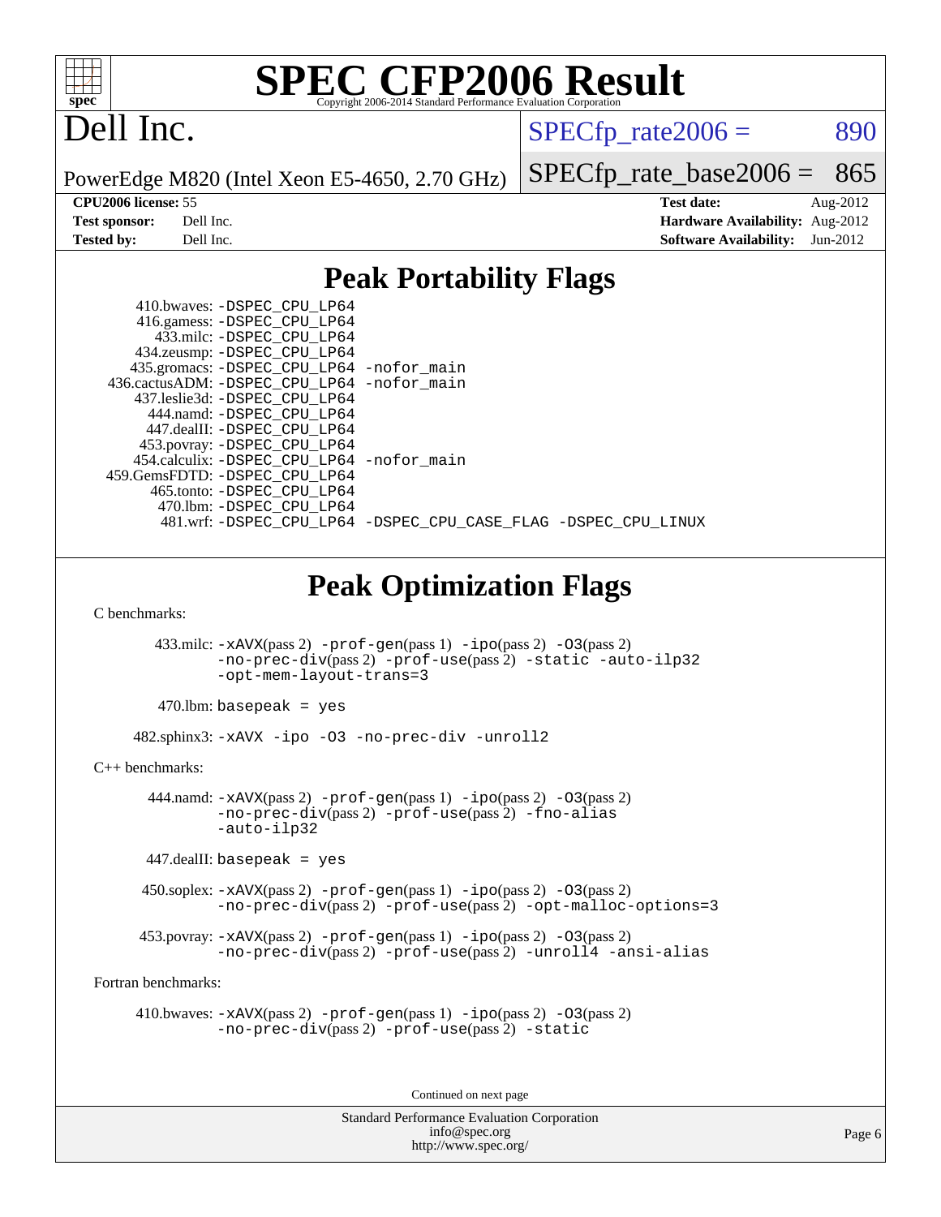# SPEC CFP2006 Result

Copyright 2006-2014 Standard Performance Evaluation Corporation

# Dell Inc.

PowerEdge M820 (Intel Xeon E5-4650, 2.70 GHz)

SPECfp_rate2006 = 890

SPECfp_rate_base2006 = 865

**CPU2006 license:** 55
**Test sponsor:** Dell Inc.
**Tested by:** Dell Inc.

**Test date:** Aug-2012
**Hardware Availability:** Aug-2012
**Software Availability:** Jun-2012

## Peak Portability Flags

410.bwaves: -DSPEC_CPU_LP64
416.gamess: -DSPEC_CPU_LP64
433.milc: -DSPEC_CPU_LP64
434.zeusmp: -DSPEC_CPU_LP64
435.gromacs: -DSPEC_CPU_LP64 -nofor_main
436.cactusADM: -DSPEC_CPU_LP64 -nofor_main
437.leslie3d: -DSPEC_CPU_LP64
444.namd: -DSPEC_CPU_LP64
447.dealII: -DSPEC_CPU_LP64
453.povray: -DSPEC_CPU_LP64
454.calculix: -DSPEC_CPU_LP64 -nofor_main
459.GemsFDTD: -DSPEC_CPU_LP64
465.tonto: -DSPEC_CPU_LP64
470.lbm: -DSPEC_CPU_LP64
481.wrf: -DSPEC_CPU_LP64 -DSPEC_CPU_CASE_FLAG -DSPEC_CPU_LINUX

## Peak Optimization Flags

C benchmarks:

433.milc: -xAVX(pass 2) -prof-gen(pass 1) -ipo(pass 2) -O3(pass 2) -no-prec-div(pass 2) -prof-use(pass 2) -static -auto-ilp32 -opt-mem-layout-trans=3

470.lbm: basepeak = yes

482.sphinx3: -xAVX -ipo -O3 -no-prec-div -unroll2

C++ benchmarks:

444.namd: -xAVX(pass 2) -prof-gen(pass 1) -ipo(pass 2) -O3(pass 2) -no-prec-div(pass 2) -prof-use(pass 2) -fno-alias -auto-ilp32

447.dealII: basepeak = yes

450.soplex: -xAVX(pass 2) -prof-gen(pass 1) -ipo(pass 2) -O3(pass 2) -no-prec-div(pass 2) -prof-use(pass 2) -opt-malloc-options=3

453.povray: -xAVX(pass 2) -prof-gen(pass 1) -ipo(pass 2) -O3(pass 2) -no-prec-div(pass 2) -prof-use(pass 2) -unroll4 -ansi-alias

Fortran benchmarks:

410.bwaves: -xAVX(pass 2) -prof-gen(pass 1) -ipo(pass 2) -O3(pass 2) -no-prec-div(pass 2) -prof-use(pass 2) -static

Continued on next page

Standard Performance Evaluation Corporation
info@spec.org
http://www.spec.org/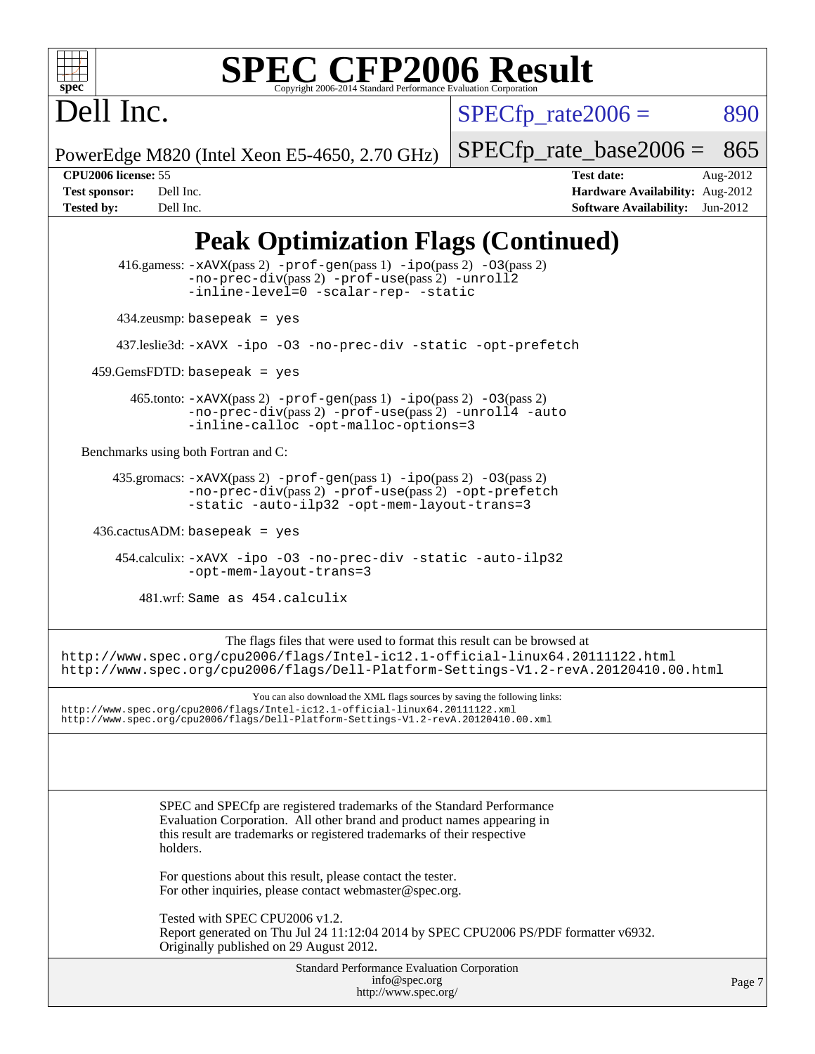# Dell Inc.

PowerEdge M820 (Intel Xeon E5-4650, 2.70 GHz)

SPECfp_rate2006 = 890

SPECfp_rate_base2006 = 865

**CPU2006 license:** 55
**Test sponsor:** Dell Inc.
**Tested by:** Dell Inc.

**Test date:** Aug-2012
**Hardware Availability:** Aug-2012
**Software Availability:** Jun-2012

## Peak Optimization Flags (Continued)

416.gamess: -xAVX(pass 2) -prof-gen(pass 1) -ipo(pass 2) -O3(pass 2) -no-prec-div(pass 2) -prof-use(pass 2) -unroll2 -inline-level=0 -scalar-rep- -static

434.zeusmp: basepeak = yes

437.leslie3d: -xAVX -ipo -O3 -no-prec-div -static -opt-prefetch

459.GemsFDTD: basepeak = yes

465.tonto: -xAVX(pass 2) -prof-gen(pass 1) -ipo(pass 2) -O3(pass 2) -no-prec-div(pass 2) -prof-use(pass 2) -unroll4 -auto -inline-calloc -opt-malloc-options=3

Benchmarks using both Fortran and C:

435.gromacs: -xAVX(pass 2) -prof-gen(pass 1) -ipo(pass 2) -O3(pass 2) -no-prec-div(pass 2) -prof-use(pass 2) -opt-prefetch -static -auto-ilp32 -opt-mem-layout-trans=3

436.cactusADM: basepeak = yes

454.calculix: -xAVX -ipo -O3 -no-prec-div -static -auto-ilp32 -opt-mem-layout-trans=3

481.wrf: Same as 454.calculix

The flags files that were used to format this result can be browsed at
http://www.spec.org/cpu2006/flags/Intel-ic12.1-official-linux64.20111122.html
http://www.spec.org/cpu2006/flags/Dell-Platform-Settings-V1.2-revA.20120410.00.html

You can also download the XML flags sources by saving the following links:
http://www.spec.org/cpu2006/flags/Intel-ic12.1-official-linux64.20111122.xml
http://www.spec.org/cpu2006/flags/Dell-Platform-Settings-V1.2-revA.20120410.00.xml

SPEC and SPECfp are registered trademarks of the Standard Performance Evaluation Corporation. All other brand and product names appearing in this result are trademarks or registered trademarks of their respective holders.

For questions about this result, please contact the tester.
For other inquiries, please contact webmaster@spec.org.

Tested with SPEC CPU2006 v1.2.
Report generated on Thu Jul 24 11:12:04 2014 by SPEC CPU2006 PS/PDF formatter v6932.
Originally published on 29 August 2012.